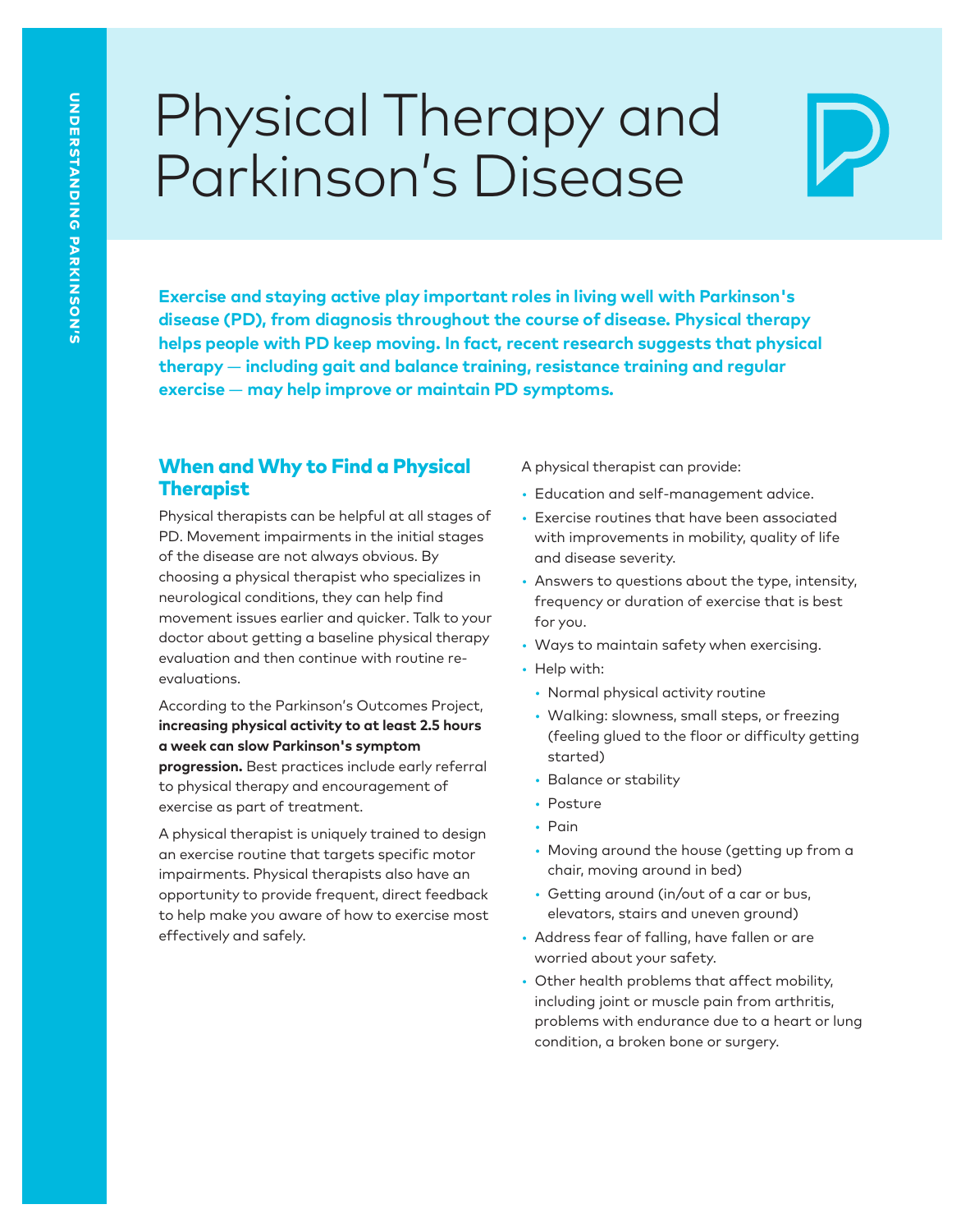# Physical Therapy and Parkinson's Disease

**Exercise and staying active play important roles in living well with Parkinson's disease (PD), from diagnosis throughout the course of disease. Physical therapy helps people with PD keep moving. In fact, recent research suggests that physical therapy — including gait and balance training, resistance training and regular exercise — may help improve or maintain PD symptoms.**

## When and Why to Find a Physical Therapist

Physical therapists can be helpful at all stages of PD. Movement impairments in the initial stages of the disease are not always obvious. By choosing a physical therapist who specializes in neurological conditions, they can help find movement issues earlier and quicker. Talk to your doctor about getting a baseline physical therapy evaluation and then continue with routine re-evaluations.

According to the Parkinson's Outcomes Project, **increasing physical activity to at least 2.5 hours a week can slow Parkinson's symptom progression.** Best practices include early referral to physical therapy and encouragement of exercise as part of treatment.

A physical therapist is uniquely trained to design an exercise routine that targets specific motor impairments. Physical therapists also have an opportunity to provide frequent, direct feedback to help make you aware of how to exercise most effectively and safely.

A physical therapist can provide:

- Education and self-management advice.
- Exercise routines that have been associated with improvements in mobility, quality of life and disease severity.
- Answers to questions about the type, intensity, frequency or duration of exercise that is best for you.
- Ways to maintain safety when exercising.
- Help with:
  - Normal physical activity routine
  - Walking: slowness, small steps, or freezing (feeling glued to the floor or difficulty getting started)
  - Balance or stability
  - Posture
  - Pain
  - Moving around the house (getting up from a chair, moving around in bed)
  - Getting around (in/out of a car or bus, elevators, stairs and uneven ground)
- Address fear of falling, have fallen or are worried about your safety.
- Other health problems that affect mobility, including joint or muscle pain from arthritis, problems with endurance due to a heart or lung condition, a broken bone or surgery.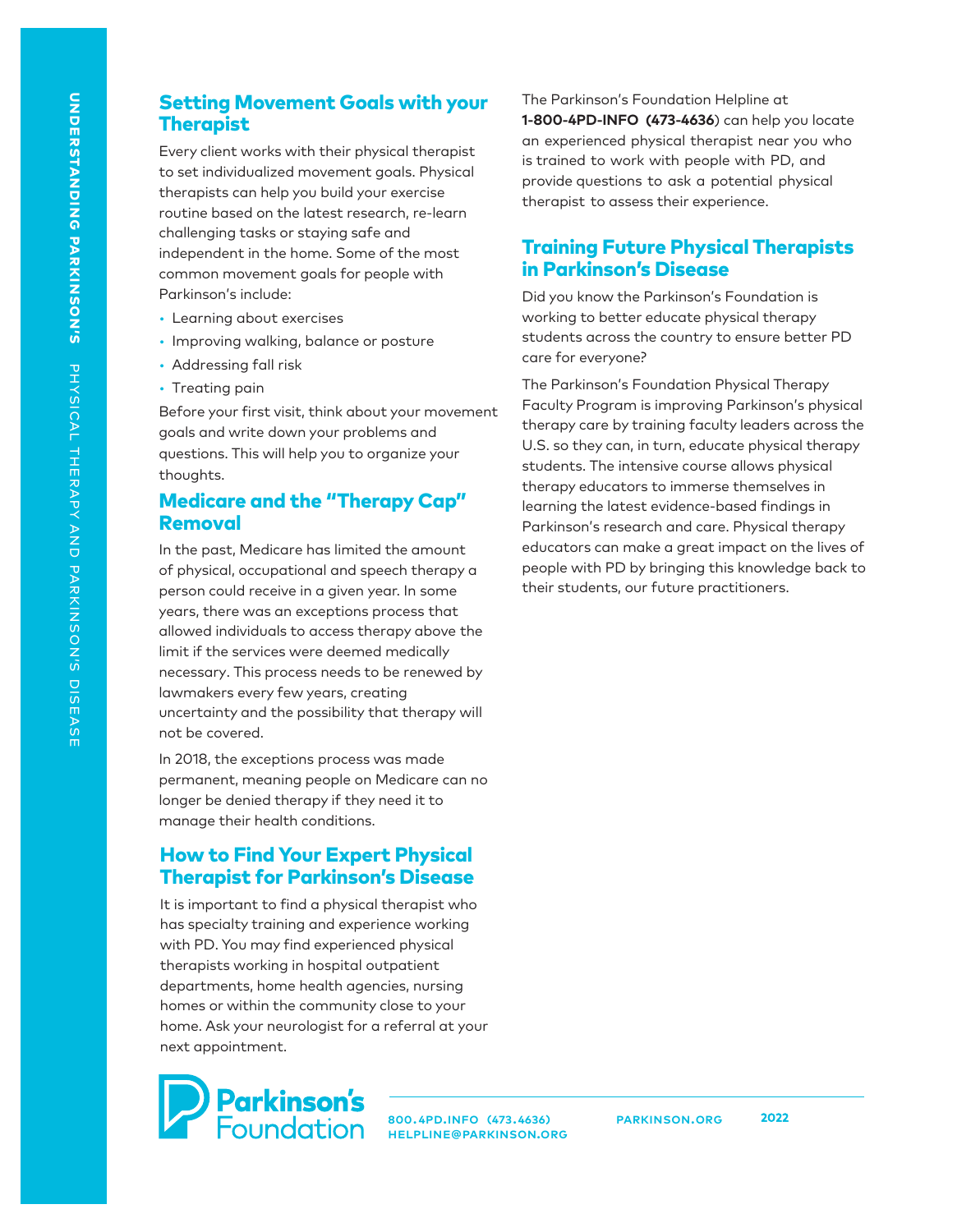## Setting Movement Goals with your Therapist

Every client works with their physical therapist to set individualized movement goals. Physical therapists can help you build your exercise routine based on the latest research, re-learn challenging tasks or staying safe and independent in the home. Some of the most common movement goals for people with Parkinson's include:

- Learning about exercises
- Improving walking, balance or posture
- Addressing fall risk
- Treating pain

Before your first visit, think about your movement goals and write down your problems and questions. This will help you to organize your thoughts.

## Medicare and the "Therapy Cap" Removal

In the past, Medicare has limited the amount of physical, occupational and speech therapy a person could receive in a given year. In some years, there was an exceptions process that allowed individuals to access therapy above the limit if the services were deemed medically necessary. This process needs to be renewed by lawmakers every few years, creating uncertainty and the possibility that therapy will not be covered.

In 2018, the exceptions process was made permanent, meaning people on Medicare can no longer be denied therapy if they need it to manage their health conditions.

## How to Find Your Expert Physical Therapist for Parkinson's Disease

It is important to find a physical therapist who has specialty training and experience working with PD. You may find experienced physical therapists working in hospital outpatient departments, home health agencies, nursing homes or within the community close to your home. Ask your neurologist for a referral at your next appointment.

The Parkinson's Foundation Helpline at **1-800-4PD-INFO (473-4636)** can help you locate an experienced physical therapist near you who is trained to work with people with PD, and provide questions to ask a potential physical therapist to assess their experience.

## Training Future Physical Therapists in Parkinson's Disease

Did you know the Parkinson's Foundation is working to better educate physical therapy students across the country to ensure better PD care for everyone?

The Parkinson's Foundation Physical Therapy Faculty Program is improving Parkinson's physical therapy care by training faculty leaders across the U.S. so they can, in turn, educate physical therapy students. The intensive course allows physical therapy educators to immerse themselves in learning the latest evidence-based findings in Parkinson's research and care. Physical therapy educators can make a great impact on the lives of people with PD by bringing this knowledge back to their students, our future practitioners.

Parkinson's Foundation

800.4PD.INFO (473.4636)
HELPLINE@PARKINSON.ORG

PARKINSON.ORG

2022